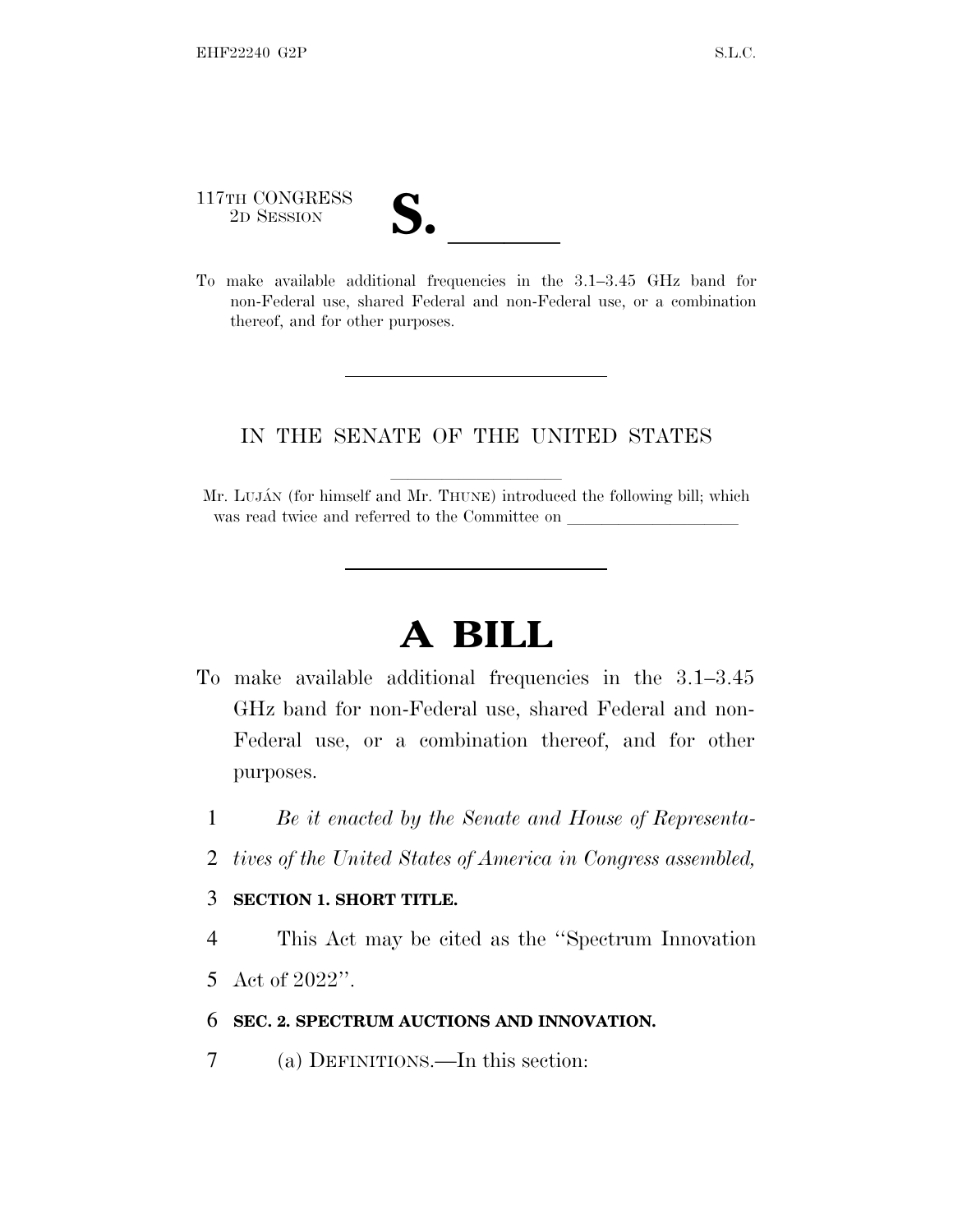117TH CONGRESS
2D SESSION

**S. \_\_\_\_\_\_**

To make available additional frequencies in the 3.1–3.45 GHz band for non-Federal use, shared Federal and non-Federal use, or a combination thereof, and for other purposes.

IN THE SENATE OF THE UNITED STATES

Mr. LUJÁN (for himself and Mr. THUNE) introduced the following bill; which was read twice and referred to the Committee on \_\_\_\_\_\_\_\_\_\_\_\_\_\_\_\_\_\_\_\_

# A BILL

To make available additional frequencies in the 3.1–3.45 GHz band for non-Federal use, shared Federal and non-Federal use, or a combination thereof, and for other purposes.

1 *Be it enacted by the Senate and House of Representa-*
2 *tives of the United States of America in Congress assembled,*

3 **SECTION 1. SHORT TITLE.**

4 This Act may be cited as the ''Spectrum Innovation
5 Act of 2022''.

6 **SEC. 2. SPECTRUM AUCTIONS AND INNOVATION.**

7 (a) DEFINITIONS.—In this section: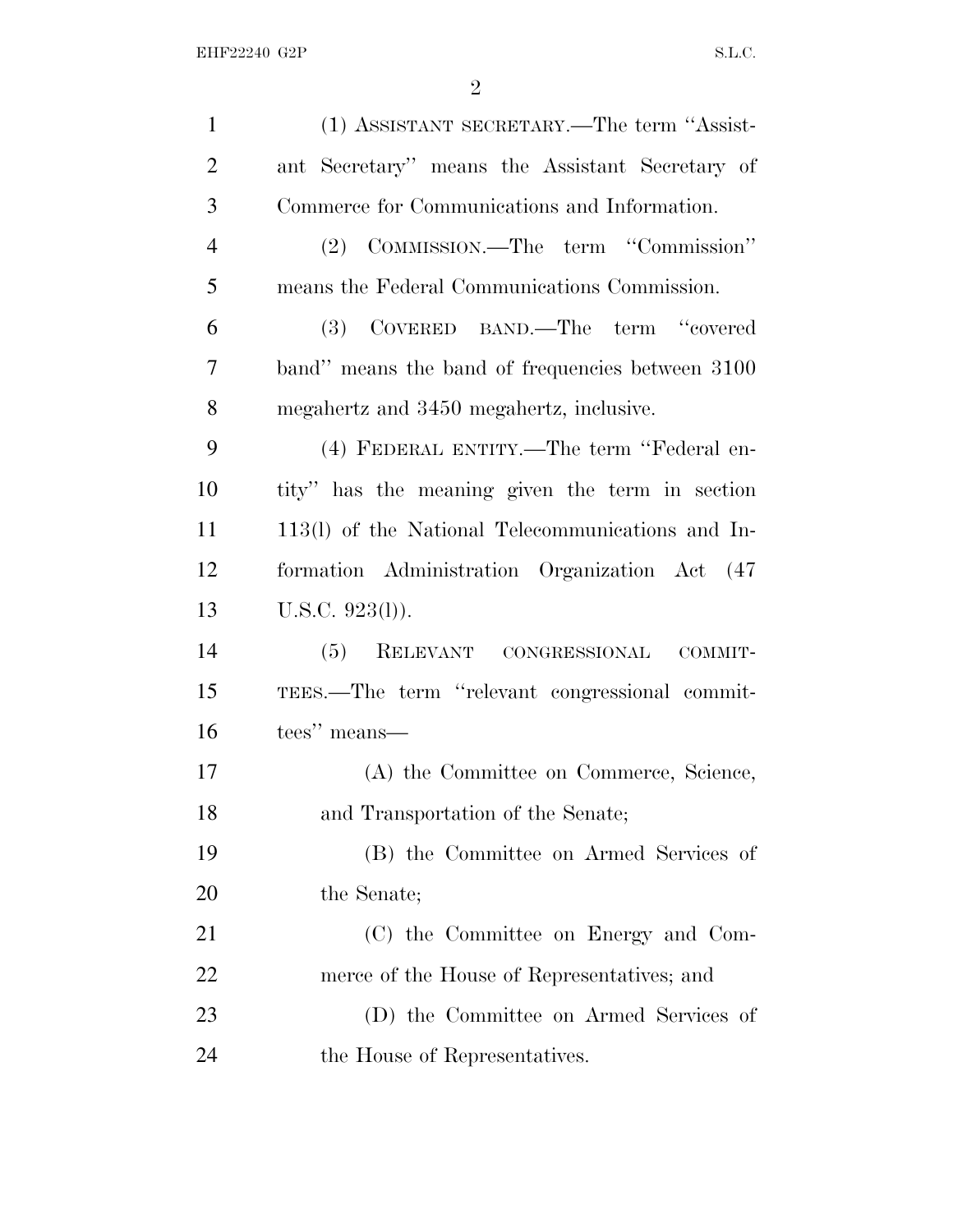(1) ASSISTANT SECRETARY.—The term ''Assistant Secretary'' means the Assistant Secretary of Commerce for Communications and Information.

(2) COMMISSION.—The term ''Commission'' means the Federal Communications Commission.

(3) COVERED BAND.—The term ''covered band'' means the band of frequencies between 3100 megahertz and 3450 megahertz, inclusive.

(4) FEDERAL ENTITY.—The term ''Federal entity'' has the meaning given the term in section 113(l) of the National Telecommunications and Information Administration Organization Act (47 U.S.C. 923(l)).

(5) RELEVANT CONGRESSIONAL COMMITTEES.—The term ''relevant congressional committees'' means—

(A) the Committee on Commerce, Science, and Transportation of the Senate;

(B) the Committee on Armed Services of the Senate;

(C) the Committee on Energy and Commerce of the House of Representatives; and

(D) the Committee on Armed Services of the House of Representatives.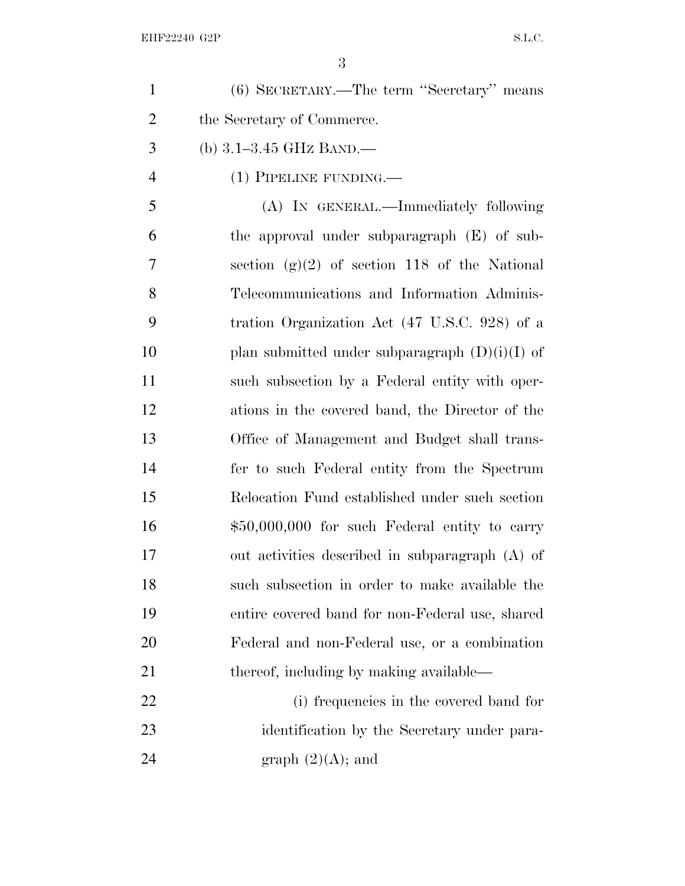(6) SECRETARY.—The term "Secretary" means the Secretary of Commerce.

(b) 3.1–3.45 GHZ BAND.—

(1) PIPELINE FUNDING.—

(A) IN GENERAL.—Immediately following the approval under subparagraph (E) of subsection (g)(2) of section 118 of the National Telecommunications and Information Administration Organization Act (47 U.S.C. 928) of a plan submitted under subparagraph (D)(i)(I) of such subsection by a Federal entity with operations in the covered band, the Director of the Office of Management and Budget shall transfer to such Federal entity from the Spectrum Relocation Fund established under such section $50,000,000 for such Federal entity to carry out activities described in subparagraph (A) of such subsection in order to make available the entire covered band for non-Federal use, shared Federal and non-Federal use, or a combination thereof, including by making available—

(i) frequencies in the covered band for identification by the Secretary under paragraph (2)(A); and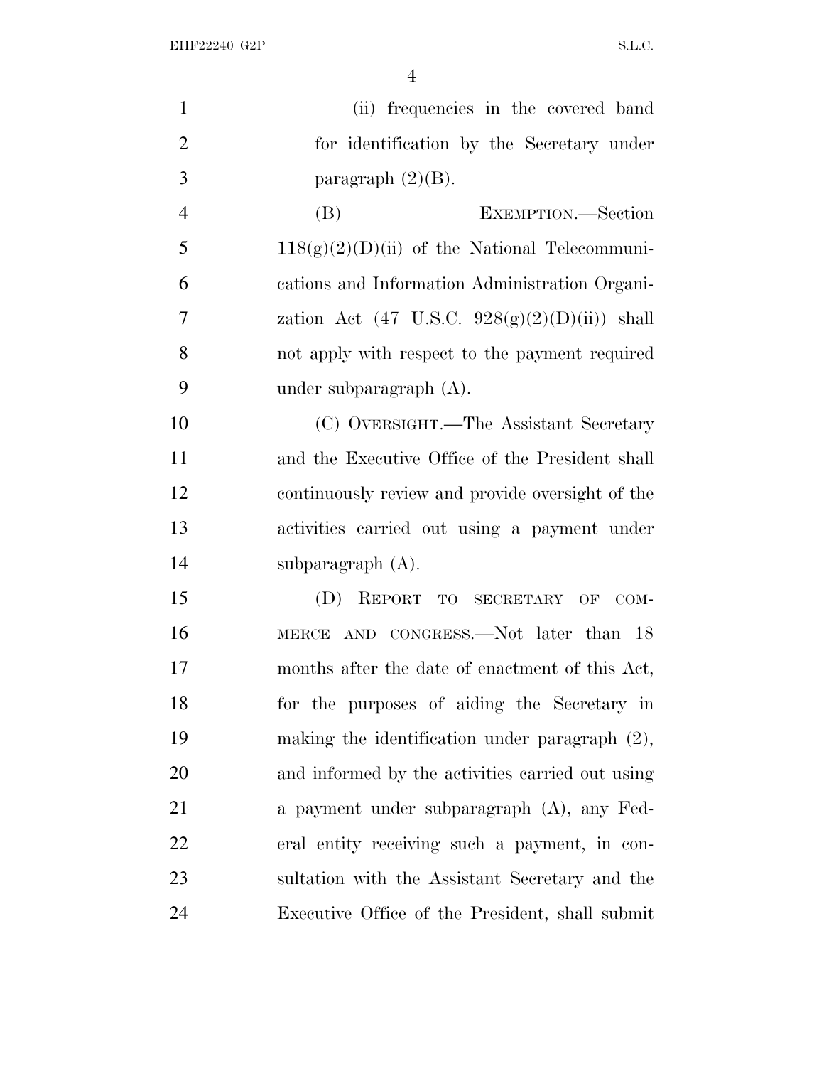(ii) frequencies in the covered band for identification by the Secretary under paragraph (2)(B).

(B) EXEMPTION.—Section 118(g)(2)(D)(ii) of the National Telecommunications and Information Administration Organization Act (47 U.S.C. 928(g)(2)(D)(ii)) shall not apply with respect to the payment required under subparagraph (A).

(C) OVERSIGHT.—The Assistant Secretary and the Executive Office of the President shall continuously review and provide oversight of the activities carried out using a payment under subparagraph (A).

(D) REPORT TO SECRETARY OF COMMERCE AND CONGRESS.—Not later than 18 months after the date of enactment of this Act, for the purposes of aiding the Secretary in making the identification under paragraph (2), and informed by the activities carried out using a payment under subparagraph (A), any Federal entity receiving such a payment, in consultation with the Assistant Secretary and the Executive Office of the President, shall submit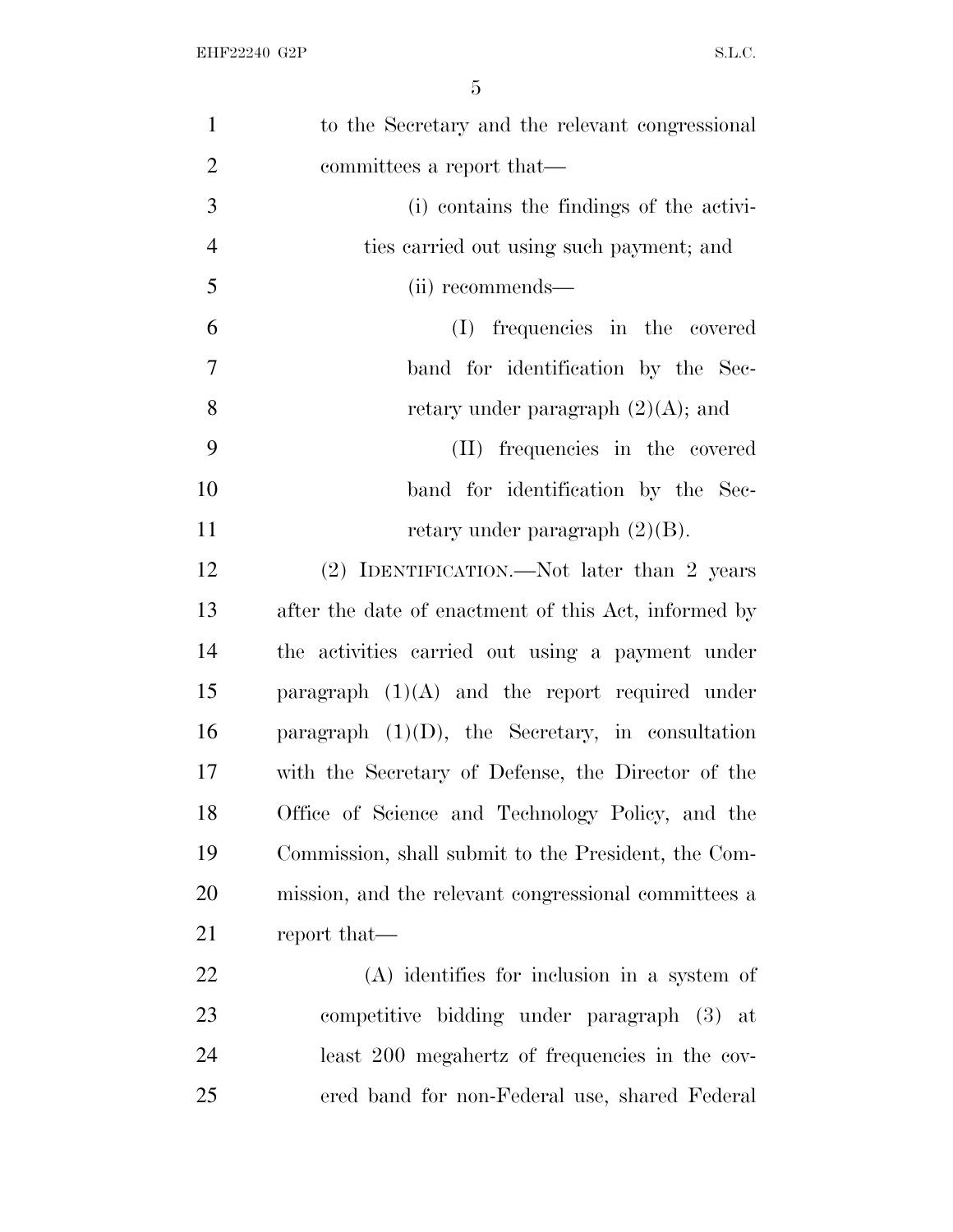to the Secretary and the relevant congressional committees a report that—

(i) contains the findings of the activities carried out using such payment; and

(ii) recommends—

(I) frequencies in the covered band for identification by the Secretary under paragraph (2)(A); and

(II) frequencies in the covered band for identification by the Secretary under paragraph (2)(B).

(2) IDENTIFICATION.—Not later than 2 years after the date of enactment of this Act, informed by the activities carried out using a payment under paragraph (1)(A) and the report required under paragraph (1)(D), the Secretary, in consultation with the Secretary of Defense, the Director of the Office of Science and Technology Policy, and the Commission, shall submit to the President, the Commission, and the relevant congressional committees a report that—

(A) identifies for inclusion in a system of competitive bidding under paragraph (3) at least 200 megahertz of frequencies in the covered band for non-Federal use, shared Federal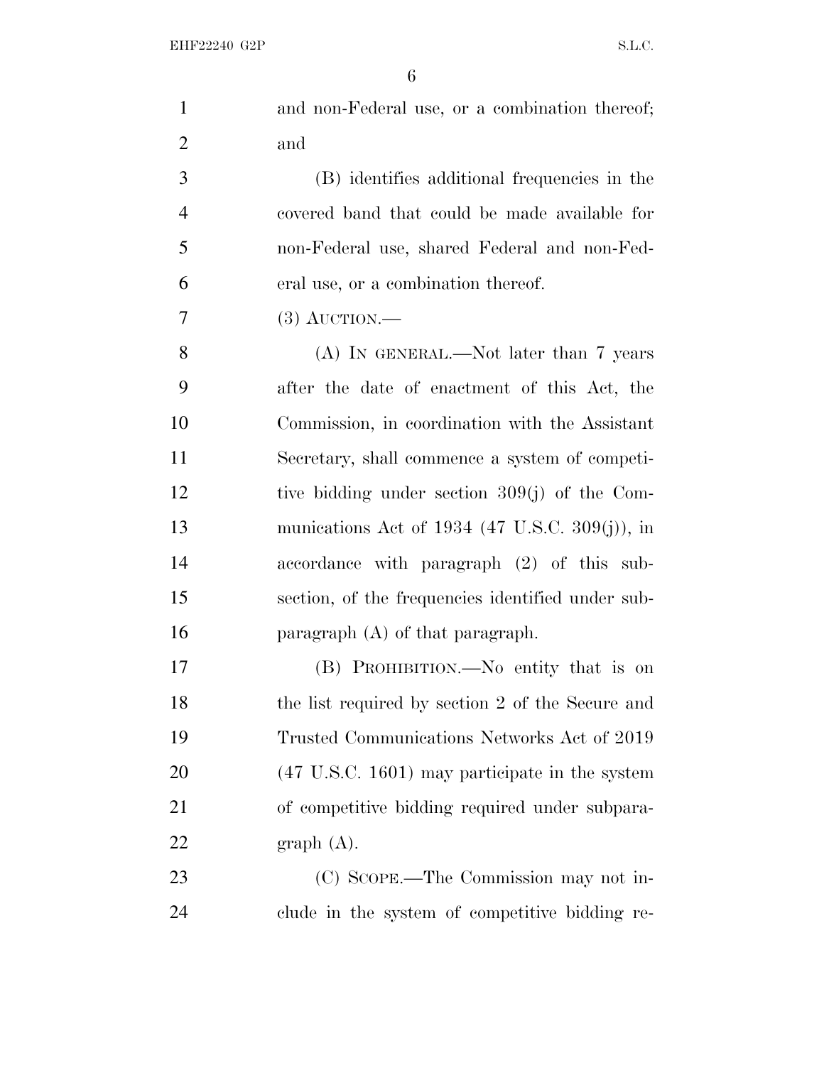and non-Federal use, or a combination thereof; and

(B) identifies additional frequencies in the covered band that could be made available for non-Federal use, shared Federal and non-Federal use, or a combination thereof.

(3) AUCTION.—

(A) IN GENERAL.—Not later than 7 years after the date of enactment of this Act, the Commission, in coordination with the Assistant Secretary, shall commence a system of competitive bidding under section 309(j) of the Communications Act of 1934 (47 U.S.C. 309(j)), in accordance with paragraph (2) of this subsection, of the frequencies identified under subparagraph (A) of that paragraph.

(B) PROHIBITION.—No entity that is on the list required by section 2 of the Secure and Trusted Communications Networks Act of 2019 (47 U.S.C. 1601) may participate in the system of competitive bidding required under subparagraph (A).

(C) SCOPE.—The Commission may not include in the system of competitive bidding re-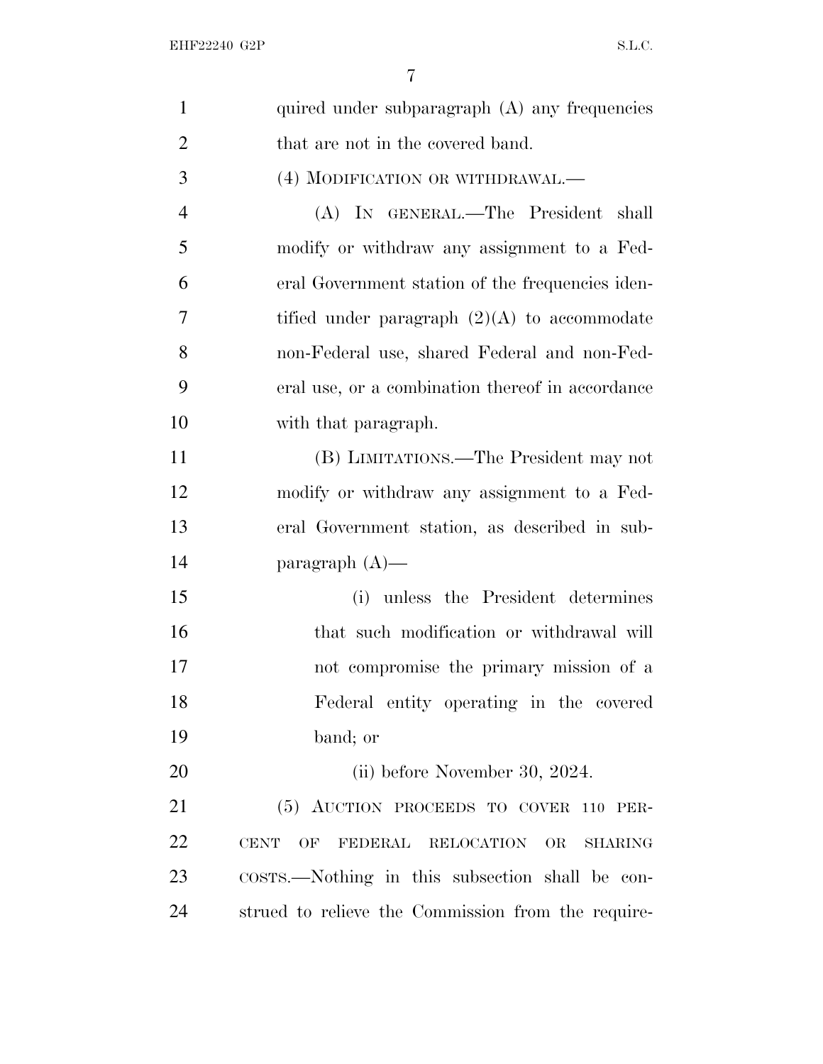quired under subparagraph (A) any frequencies that are not in the covered band.

(4) MODIFICATION OR WITHDRAWAL.—

(A) IN GENERAL.—The President shall modify or withdraw any assignment to a Federal Government station of the frequencies identified under paragraph (2)(A) to accommodate non-Federal use, shared Federal and non-Federal use, or a combination thereof in accordance with that paragraph.

(B) LIMITATIONS.—The President may not modify or withdraw any assignment to a Federal Government station, as described in subparagraph (A)—

(i) unless the President determines that such modification or withdrawal will not compromise the primary mission of a Federal entity operating in the covered band; or

(ii) before November 30, 2024.

(5) AUCTION PROCEEDS TO COVER 110 PERCENT OF FEDERAL RELOCATION OR SHARING COSTS.—Nothing in this subsection shall be construed to relieve the Commission from the require-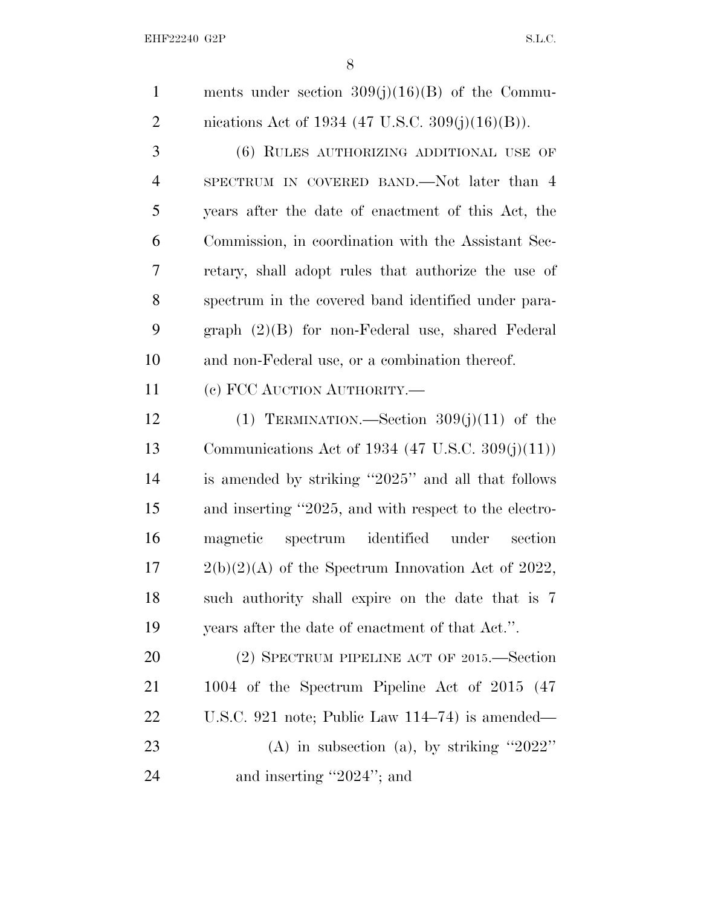ments under section 309(j)(16)(B) of the Communications Act of 1934 (47 U.S.C. 309(j)(16)(B)).

(6) RULES AUTHORIZING ADDITIONAL USE OF SPECTRUM IN COVERED BAND.—Not later than 4 years after the date of enactment of this Act, the Commission, in coordination with the Assistant Secretary, shall adopt rules that authorize the use of spectrum in the covered band identified under paragraph (2)(B) for non-Federal use, shared Federal and non-Federal use, or a combination thereof.

(c) FCC AUCTION AUTHORITY.—

(1) TERMINATION.—Section 309(j)(11) of the Communications Act of 1934 (47 U.S.C. 309(j)(11)) is amended by striking ''2025'' and all that follows and inserting ''2025, and with respect to the electromagnetic spectrum identified under section 2(b)(2)(A) of the Spectrum Innovation Act of 2022, such authority shall expire on the date that is 7 years after the date of enactment of that Act.''.

(2) SPECTRUM PIPELINE ACT OF 2015.—Section 1004 of the Spectrum Pipeline Act of 2015 (47 U.S.C. 921 note; Public Law 114–74) is amended—

(A) in subsection (a), by striking ''2022'' and inserting ''2024''; and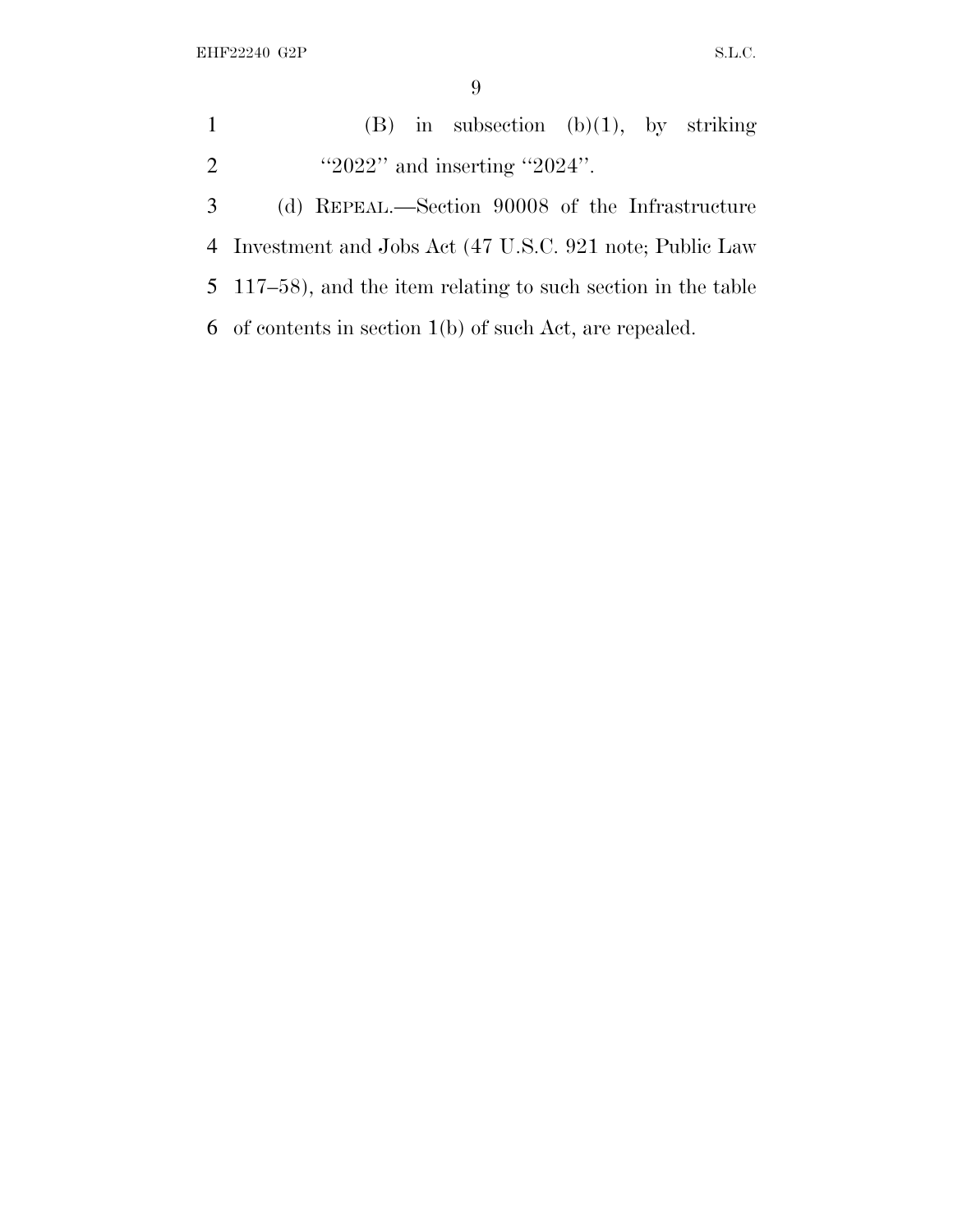(B) in subsection (b)(1), by striking "2022" and inserting "2024".

(d) REPEAL.—Section 90008 of the Infrastructure Investment and Jobs Act (47 U.S.C. 921 note; Public Law 117–58), and the item relating to such section in the table of contents in section 1(b) of such Act, are repealed.